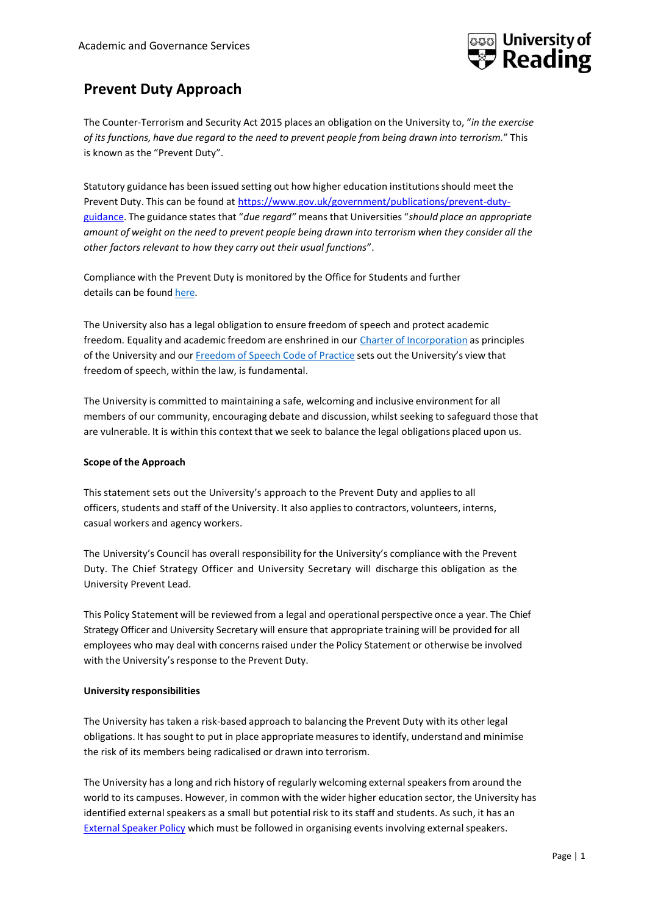Academic and Governance Services

# Prevent Duty Approach

The Counter-Terrorism and Security Act 2015 places an obligation on the University to, "*in the exercise of its functions, have due regard to the need to prevent people from being drawn into terrorism.*" This is known as the "Prevent Duty".

Statutory guidance has been issued setting out how higher education institutions should meet the Prevent Duty. This can be found at [https://www.gov.uk/government/publications/prevent-duty-guidance](https://www.gov.uk/government/publications/prevent-duty-guidance). The guidance states that "*due regard"* means that Universities "*should place an appropriate amount of weight on the need to prevent people being drawn into terrorism when they consider all the other factors relevant to how they carry out their usual functions*".

Compliance with the Prevent Duty is monitored by the Office for Students and further details can be found here.

The University also has a legal obligation to ensure freedom of speech and protect academic freedom. Equality and academic freedom are enshrined in our Charter of Incorporation as principles of the University and our Freedom of Speech Code of Practice sets out the University's view that freedom of speech, within the law, is fundamental.

The University is committed to maintaining a safe, welcoming and inclusive environment for all members of our community, encouraging debate and discussion, whilst seeking to safeguard those that are vulnerable. It is within this context that we seek to balance the legal obligations placed upon us.

**Scope of the Approach**

This statement sets out the University's approach to the Prevent Duty and applies to all officers, students and staff of the University. It also applies to contractors, volunteers, interns, casual workers and agency workers.

The University's Council has overall responsibility for the University's compliance with the Prevent Duty. The Chief Strategy Officer and University Secretary will discharge this obligation as the University Prevent Lead.

This Policy Statement will be reviewed from a legal and operational perspective once a year. The Chief Strategy Officer and University Secretary will ensure that appropriate training will be provided for all employees who may deal with concerns raised under the Policy Statement or otherwise be involved with the University's response to the Prevent Duty.

**University responsibilities**

The University has taken a risk-based approach to balancing the Prevent Duty with its other legal obligations. It has sought to put in place appropriate measures to identify, understand and minimise the risk of its members being radicalised or drawn into terrorism.

The University has a long and rich history of regularly welcoming external speakers from around the world to its campuses. However, in common with the wider higher education sector, the University has identified external speakers as a small but potential risk to its staff and students. As such, it has an External Speaker Policy which must be followed in organising events involving external speakers.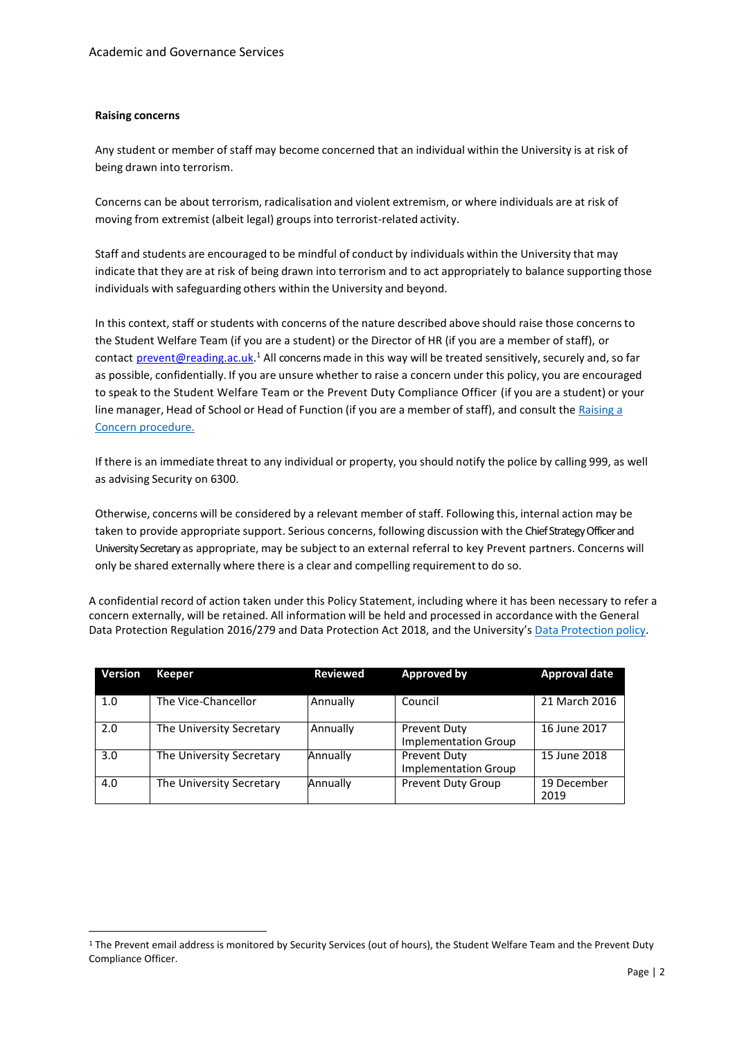**Raising concerns**

Any student or member of staff may become concerned that an individual within the University is at risk of being drawn into terrorism.

Concerns can be about terrorism, radicalisation and violent extremism, or where individuals are at risk of moving from extremist (albeit legal) groups into terrorist-related activity.

Staff and students are encouraged to be mindful of conduct by individuals within the University that may indicate that they are at risk of being drawn into terrorism and to act appropriately to balance supporting those individuals with safeguarding others within the University and beyond.

In this context, staff or students with concerns of the nature described above should raise those concerns to the Student Welfare Team (if you are a student) or the Director of HR (if you are a member of staff), or contact prevent@reading.ac.uk.[1] All concerns made in this way will be treated sensitively, securely and, so far as possible, confidentially. If you are unsure whether to raise a concern under this policy, you are encouraged to speak to the Student Welfare Team or the Prevent Duty Compliance Officer (if you are a student) or your line manager, Head of School or Head of Function (if you are a member of staff), and consult the Raising a Concern procedure.

If there is an immediate threat to any individual or property, you should notify the police by calling 999, as well as advising Security on 6300.

Otherwise, concerns will be considered by a relevant member of staff. Following this, internal action may be taken to provide appropriate support. Serious concerns, following discussion with the Chief Strategy Officer and University Secretary as appropriate, may be subject to an external referral to key Prevent partners. Concerns will only be shared externally where there is a clear and compelling requirement to do so.

A confidential record of action taken under this Policy Statement, including where it has been necessary to refer a concern externally, will be retained. All information will be held and processed in accordance with the General Data Protection Regulation 2016/279 and Data Protection Act 2018, and the University's Data Protection policy.

| Version | Keeper | Reviewed | Approved by | Approval date |
|---|---|---|---|---|
| 1.0 | The Vice-Chancellor | Annually | Council | 21 March 2016 |
| 2.0 | The University Secretary | Annually | Prevent Duty Implementation Group | 16 June 2017 |
| 3.0 | The University Secretary | Annually | Prevent Duty Implementation Group | 15 June 2018 |
| 4.0 | The University Secretary | Annually | Prevent Duty Group | 19 December 2019 |

[1] The Prevent email address is monitored by Security Services (out of hours), the Student Welfare Team and the Prevent Duty Compliance Officer.